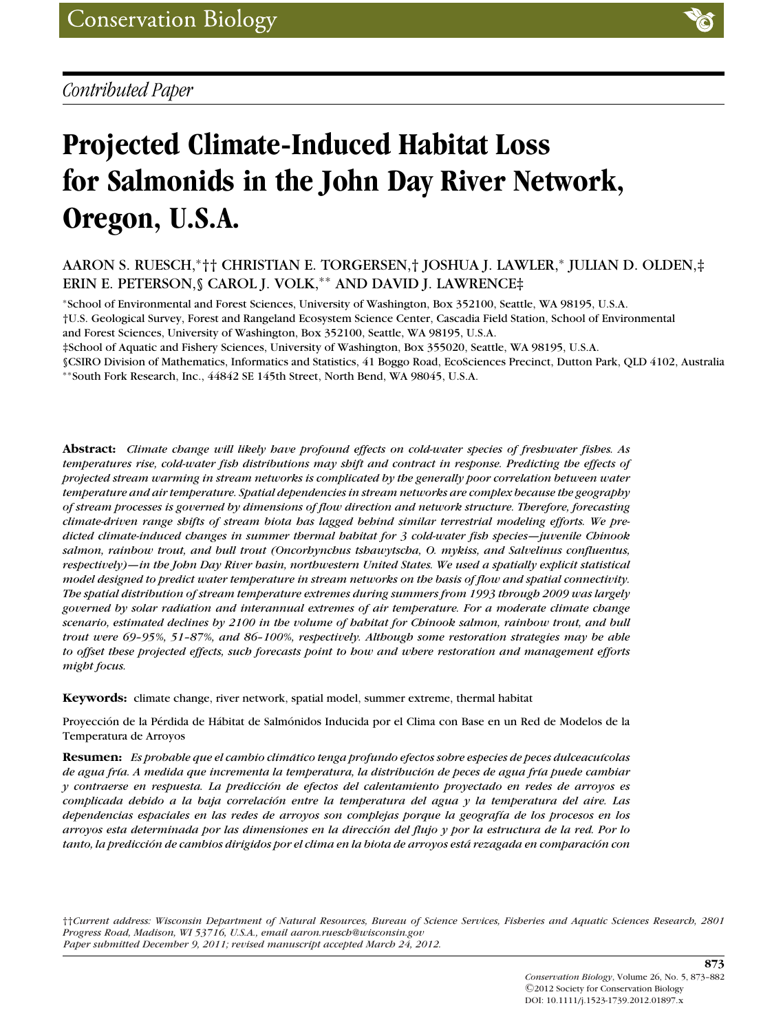Conservation Biology

*Contributed Paper*

# Projected Climate-Induced Habitat Loss for Salmonids in the John Day River Network, Oregon, U.S.A.

AARON S. RUESCH,*†† CHRISTIAN E. TORGERSEN,† JOSHUA J. LAWLER,* JULIAN D. OLDEN,‡ ERIN E. PETERSON,§ CAROL J. VOLK,** AND DAVID J. LAWRENCE‡

*School of Environmental and Forest Sciences, University of Washington, Box 352100, Seattle, WA 98195, U.S.A.

†U.S. Geological Survey, Forest and Rangeland Ecosystem Science Center, Cascadia Field Station, School of Environmental and Forest Sciences, University of Washington, Box 352100, Seattle, WA 98195, U.S.A.

‡School of Aquatic and Fishery Sciences, University of Washington, Box 355020, Seattle, WA 98195, U.S.A.

§CSIRO Division of Mathematics, Informatics and Statistics, 41 Boggo Road, EcoSciences Precinct, Dutton Park, QLD 4102, Australia

**South Fork Research, Inc., 44842 SE 145th Street, North Bend, WA 98045, U.S.A.

**Abstract:** *Climate change will likely have profound effects on cold-water species of freshwater fishes. As temperatures rise, cold-water fish distributions may shift and contract in response. Predicting the effects of projected stream warming in stream networks is complicated by the generally poor correlation between water temperature and air temperature. Spatial dependencies in stream networks are complex because the geography of stream processes is governed by dimensions of flow direction and network structure. Therefore, forecasting climate-driven range shifts of stream biota has lagged behind similar terrestrial modeling efforts. We predicted climate-induced changes in summer thermal habitat for 3 cold-water fish species—juvenile Chinook salmon, rainbow trout, and bull trout (Oncorhynchus tshawytscha, O. mykiss, and Salvelinus confluentus, respectively)—in the John Day River basin, northwestern United States. We used a spatially explicit statistical model designed to predict water temperature in stream networks on the basis of flow and spatial connectivity. The spatial distribution of stream temperature extremes during summers from 1993 through 2009 was largely governed by solar radiation and interannual extremes of air temperature. For a moderate climate change scenario, estimated declines by 2100 in the volume of habitat for Chinook salmon, rainbow trout, and bull trout were 69–95%, 51–87%, and 86–100%, respectively. Although some restoration strategies may be able to offset these projected effects, such forecasts point to how and where restoration and management efforts might focus.*

**Keywords:** climate change, river network, spatial model, summer extreme, thermal habitat

Proyección de la Pérdida de Hábitat de Salmónidos Inducida por el Clima con Base en un Red de Modelos de la Temperatura de Arroyos

**Resumen:** *Es probable que el cambio climático tenga profundo efectos sobre especies de peces dulceacuícolas de agua fría. A medida que incrementa la temperatura, la distribución de peces de agua fría puede cambiar y contraerse en respuesta. La predicción de efectos del calentamiento proyectado en redes de arroyos es complicada debido a la baja correlación entre la temperatura del agua y la temperatura del aire. Las dependencias espaciales en las redes de arroyos son complejas porque la geografía de los procesos en los arroyos esta determinada por las dimensiones en la dirección del flujo y por la estructura de la red. Por lo tanto, la predicción de cambios dirigidos por el clima en la biota de arroyos está rezagada en comparación con*

††*Current address: Wisconsin Department of Natural Resources, Bureau of Science Services, Fisheries and Aquatic Sciences Research, 2801 Progress Road, Madison, WI 53716, U.S.A., email aaron.ruesch@wisconsin.gov*
*Paper submitted December 9, 2011; revised manuscript accepted March 24, 2012.*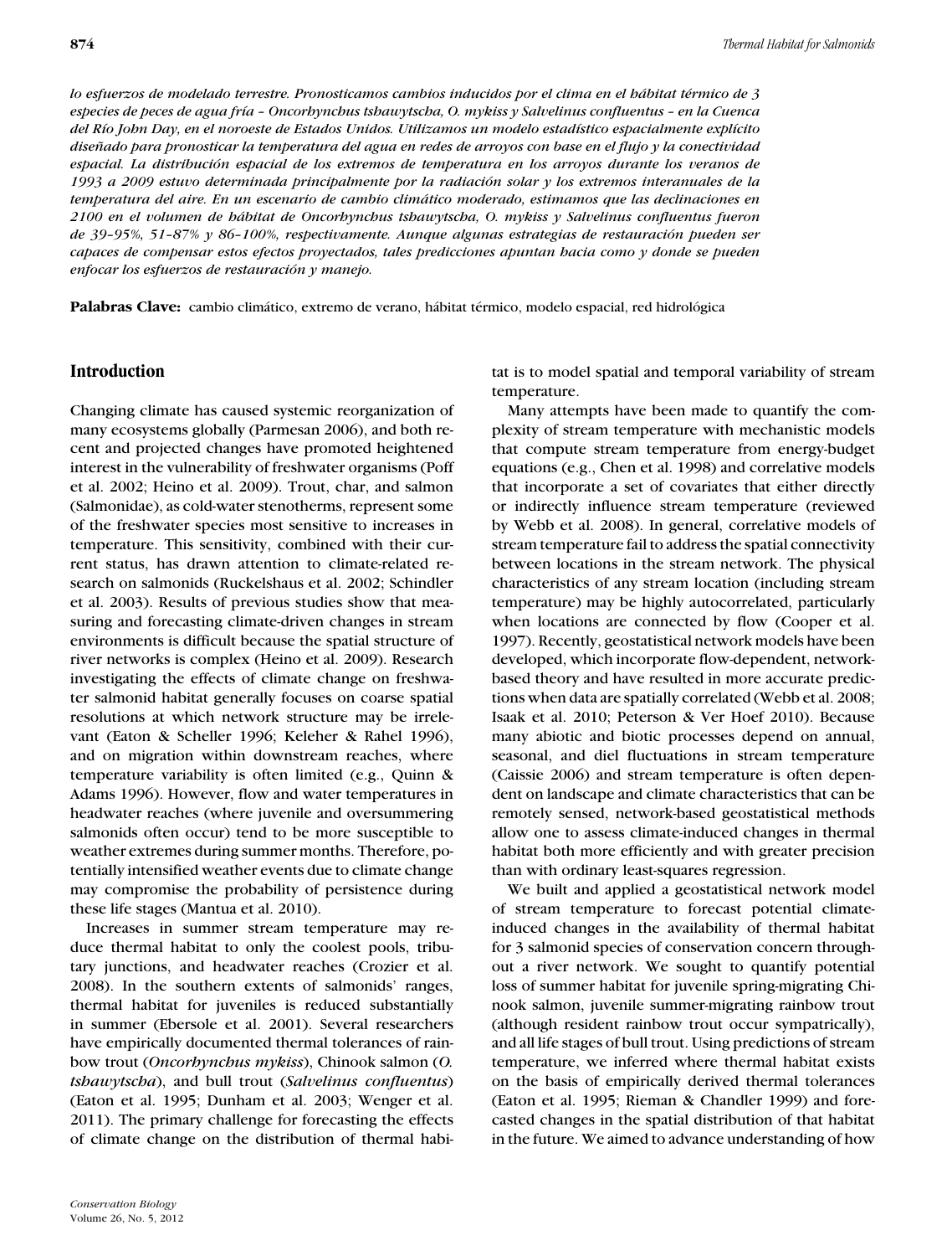*lo esfuerzos de modelado terrestre. Pronosticamos cambios inducidos por el clima en el hábitat térmico de 3 especies de peces de agua fría – Oncorhynchus tshawytscha, O. mykiss y Salvelinus confluentus – en la Cuenca del Río John Day, en el noroeste de Estados Unidos. Utilizamos un modelo estadístico espacialmente explícito diseñado para pronosticar la temperatura del agua en redes de arroyos con base en el flujo y la conectividad espacial. La distribución espacial de los extremos de temperatura en los arroyos durante los veranos de 1993 a 2009 estuvo determinada principalmente por la radiación solar y los extremos interanuales de la temperatura del aire. En un escenario de cambio climático moderado, estimamos que las declinaciones en 2100 en el volumen de hábitat de Oncorhynchus tshawytscha, O. mykiss y Salvelinus confluentus fueron de 39–95%, 51–87% y 86–100%, respectivamente. Aunque algunas estrategias de restauración pueden ser capaces de compensar estos efectos proyectados, tales predicciones apuntan hacia como y donde se pueden enfocar los esfuerzos de restauración y manejo.*

**Palabras Clave:** cambio climático, extremo de verano, hábitat térmico, modelo espacial, red hidrológica

## Introduction

Changing climate has caused systemic reorganization of many ecosystems globally (Parmesan 2006), and both recent and projected changes have promoted heightened interest in the vulnerability of freshwater organisms (Poff et al. 2002; Heino et al. 2009). Trout, char, and salmon (Salmonidae), as cold-water stenotherms, represent some of the freshwater species most sensitive to increases in temperature. This sensitivity, combined with their current status, has drawn attention to climate-related research on salmonids (Ruckelshaus et al. 2002; Schindler et al. 2003). Results of previous studies show that measuring and forecasting climate-driven changes in stream environments is difficult because the spatial structure of river networks is complex (Heino et al. 2009). Research investigating the effects of climate change on freshwater salmonid habitat generally focuses on coarse spatial resolutions at which network structure may be irrelevant (Eaton & Scheller 1996; Keleher & Rahel 1996), and on migration within downstream reaches, where temperature variability is often limited (e.g., Quinn & Adams 1996). However, flow and water temperatures in headwater reaches (where juvenile and oversummering salmonids often occur) tend to be more susceptible to weather extremes during summer months. Therefore, potentially intensified weather events due to climate change may compromise the probability of persistence during these life stages (Mantua et al. 2010).

Increases in summer stream temperature may reduce thermal habitat to only the coolest pools, tributary junctions, and headwater reaches (Crozier et al. 2008). In the southern extents of salmonids' ranges, thermal habitat for juveniles is reduced substantially in summer (Ebersole et al. 2001). Several researchers have empirically documented thermal tolerances of rainbow trout (*Oncorhynchus mykiss*), Chinook salmon (*O. tshawytscha*), and bull trout (*Salvelinus confluentus*) (Eaton et al. 1995; Dunham et al. 2003; Wenger et al. 2011). The primary challenge for forecasting the effects of climate change on the distribution of thermal habitat is to model spatial and temporal variability of stream temperature.

Many attempts have been made to quantify the complexity of stream temperature with mechanistic models that compute stream temperature from energy-budget equations (e.g., Chen et al. 1998) and correlative models that incorporate a set of covariates that either directly or indirectly influence stream temperature (reviewed by Webb et al. 2008). In general, correlative models of stream temperature fail to address the spatial connectivity between locations in the stream network. The physical characteristics of any stream location (including stream temperature) may be highly autocorrelated, particularly when locations are connected by flow (Cooper et al. 1997). Recently, geostatistical network models have been developed, which incorporate flow-dependent, network-based theory and have resulted in more accurate predictions when data are spatially correlated (Webb et al. 2008; Isaak et al. 2010; Peterson & Ver Hoef 2010). Because many abiotic and biotic processes depend on annual, seasonal, and diel fluctuations in stream temperature (Caissie 2006) and stream temperature is often dependent on landscape and climate characteristics that can be remotely sensed, network-based geostatistical methods allow one to assess climate-induced changes in thermal habitat both more efficiently and with greater precision than with ordinary least-squares regression.

We built and applied a geostatistical network model of stream temperature to forecast potential climate-induced changes in the availability of thermal habitat for 3 salmonid species of conservation concern throughout a river network. We sought to quantify potential loss of summer habitat for juvenile spring-migrating Chinook salmon, juvenile summer-migrating rainbow trout (although resident rainbow trout occur sympatrically), and all life stages of bull trout. Using predictions of stream temperature, we inferred where thermal habitat exists on the basis of empirically derived thermal tolerances (Eaton et al. 1995; Rieman & Chandler 1999) and forecasted changes in the spatial distribution of that habitat in the future. We aimed to advance understanding of how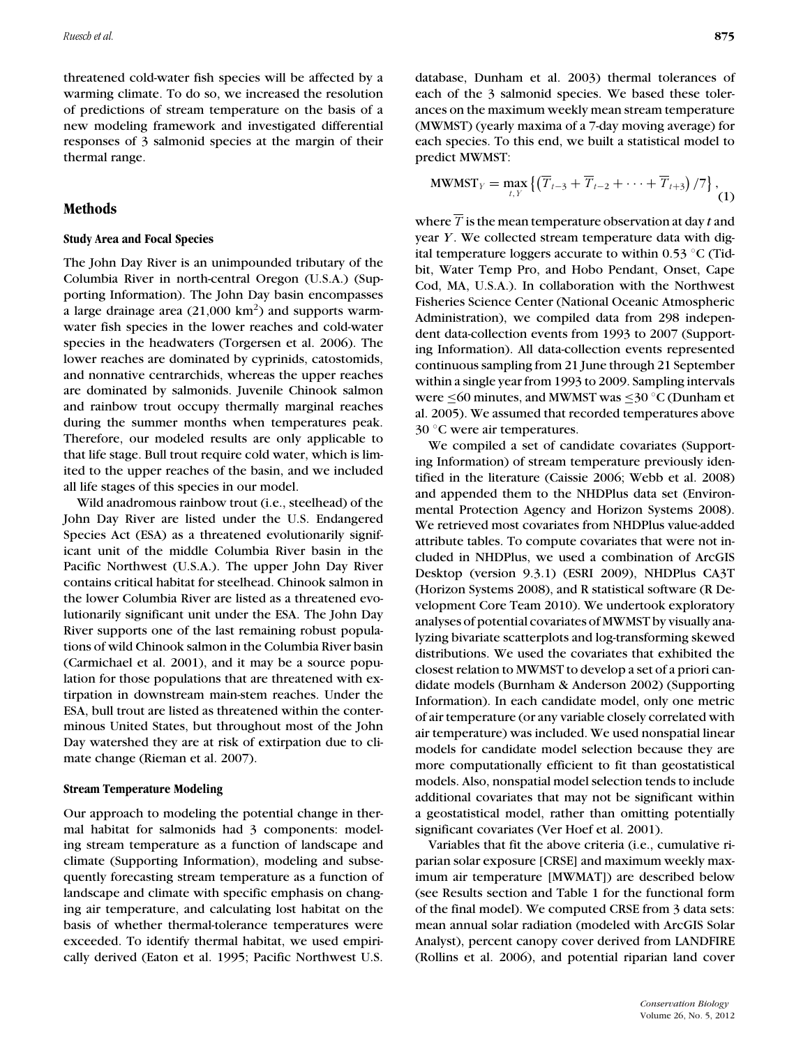threatened cold-water fish species will be affected by a warming climate. To do so, we increased the resolution of predictions of stream temperature on the basis of a new modeling framework and investigated differential responses of 3 salmonid species at the margin of their thermal range.

## Methods

### Study Area and Focal Species

The John Day River is an unimpounded tributary of the Columbia River in north-central Oregon (U.S.A.) (Supporting Information). The John Day basin encompasses a large drainage area (21,000 km$^2$) and supports warm-water fish species in the lower reaches and cold-water species in the headwaters (Torgersen et al. 2006). The lower reaches are dominated by cyprinids, catostomids, and nonnative centrarchids, whereas the upper reaches are dominated by salmonids. Juvenile Chinook salmon and rainbow trout occupy thermally marginal reaches during the summer months when temperatures peak. Therefore, our modeled results are only applicable to that life stage. Bull trout require cold water, which is limited to the upper reaches of the basin, and we included all life stages of this species in our model.

Wild anadromous rainbow trout (i.e., steelhead) of the John Day River are listed under the U.S. Endangered Species Act (ESA) as a threatened evolutionarily significant unit of the middle Columbia River basin in the Pacific Northwest (U.S.A.). The upper John Day River contains critical habitat for steelhead. Chinook salmon in the lower Columbia River are listed as a threatened evolutionarily significant unit under the ESA. The John Day River supports one of the last remaining robust populations of wild Chinook salmon in the Columbia River basin (Carmichael et al. 2001), and it may be a source population for those populations that are threatened with extirpation in downstream main-stem reaches. Under the ESA, bull trout are listed as threatened within the conterminous United States, but throughout most of the John Day watershed they are at risk of extirpation due to climate change (Rieman et al. 2007).

### Stream Temperature Modeling

Our approach to modeling the potential change in thermal habitat for salmonids had 3 components: modeling stream temperature as a function of landscape and climate (Supporting Information), modeling and subsequently forecasting stream temperature as a function of landscape and climate with specific emphasis on changing air temperature, and calculating lost habitat on the basis of whether thermal-tolerance temperatures were exceeded. To identify thermal habitat, we used empirically derived (Eaton et al. 1995; Pacific Northwest U.S. database, Dunham et al. 2003) thermal tolerances of each of the 3 salmonid species. We based these tolerances on the maximum weekly mean stream temperature (MWMST) (yearly maxima of a 7-day moving average) for each species. To this end, we built a statistical model to predict MWMST:

$$\text{MWMST}_Y = \max_{t,Y} \left\{ \left( \overline{T}_{t-3} + \overline{T}_{t-2} + \cdots + \overline{T}_{t+3} \right) / 7 \right\}, \tag{1}$$

where $\overline{T}$ is the mean temperature observation at day $t$ and year $Y$. We collected stream temperature data with digital temperature loggers accurate to within 0.53 °C (Tidbit, Water Temp Pro, and Hobo Pendant, Onset, Cape Cod, MA, U.S.A.). In collaboration with the Northwest Fisheries Science Center (National Oceanic Atmospheric Administration), we compiled data from 298 independent data-collection events from 1993 to 2007 (Supporting Information). All data-collection events represented continuous sampling from 21 June through 21 September within a single year from 1993 to 2009. Sampling intervals were ≤60 minutes, and MWMST was ≤30 °C (Dunham et al. 2005). We assumed that recorded temperatures above 30 °C were air temperatures.

We compiled a set of candidate covariates (Supporting Information) of stream temperature previously identified in the literature (Caissie 2006; Webb et al. 2008) and appended them to the NHDPlus data set (Environmental Protection Agency and Horizon Systems 2008). We retrieved most covariates from NHDPlus value-added attribute tables. To compute covariates that were not included in NHDPlus, we used a combination of ArcGIS Desktop (version 9.3.1) (ESRI 2009), NHDPlus CA3T (Horizon Systems 2008), and R statistical software (R Development Core Team 2010). We undertook exploratory analyses of potential covariates of MWMST by visually analyzing bivariate scatterplots and log-transforming skewed distributions. We used the covariates that exhibited the closest relation to MWMST to develop a set of a priori candidate models (Burnham & Anderson 2002) (Supporting Information). In each candidate model, only one metric of air temperature (or any variable closely correlated with air temperature) was included. We used nonspatial linear models for candidate model selection because they are more computationally efficient to fit than geostatistical models. Also, nonspatial model selection tends to include additional covariates that may not be significant within a geostatistical model, rather than omitting potentially significant covariates (Ver Hoef et al. 2001).

Variables that fit the above criteria (i.e., cumulative riparian solar exposure [CRSE] and maximum weekly maximum air temperature [MWMAT]) are described below (see Results section and Table 1 for the functional form of the final model). We computed CRSE from 3 data sets: mean annual solar radiation (modeled with ArcGIS Solar Analyst), percent canopy cover derived from LANDFIRE (Rollins et al. 2006), and potential riparian land cover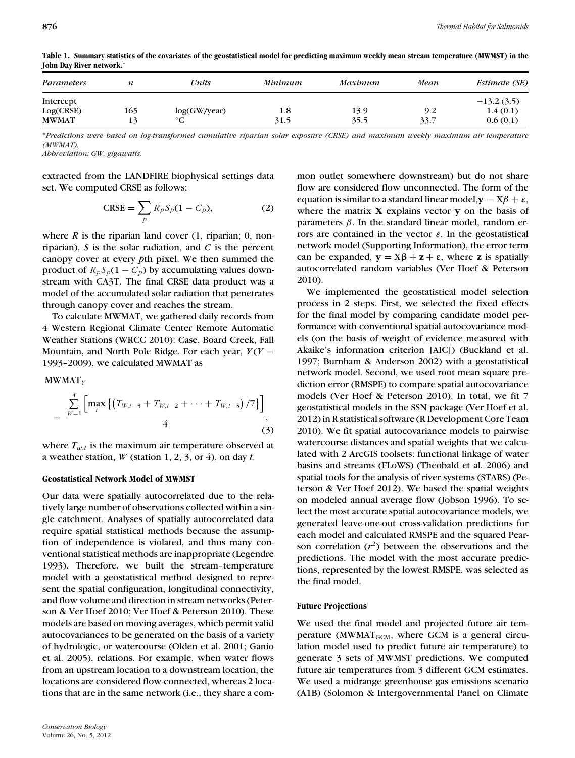**Table 1. Summary statistics of the covariates of the geostatistical model for predicting maximum weekly mean stream temperature (MWMST) in the John Day River network.***

| *Parameters* | *n* | *Units* | *Minimum* | *Maximum* | *Mean* | *Estimate (SE)* |
|---|---|---|---|---|---|---|
| Intercept | | | | | | −13.2 (3.5) |
| Log(CRSE) | 165 | log(GW/year) | 1.8 | 13.9 | 9.2 | 1.4 (0.1) |
| MWMAT | 13 | °C | 31.5 | 35.5 | 33.7 | 0.6 (0.1) |

**Predictions were based on log-transformed cumulative riparian solar exposure (CRSE) and maximum weekly maximum air temperature (MWMAT).*
*Abbreviation: GW, gigawatts.*

extracted from the LANDFIRE biophysical settings data set. We computed CRSE as follows:

$$\mathrm{CRSE} = \sum_{p} R_p S_p (1 - C_p), \tag{2}$$

where $R$ is the riparian land cover (1, riparian; 0, nonriparian), $S$ is the solar radiation, and $C$ is the percent canopy cover at every $p$th pixel. We then summed the product of $R_p S_p (1 - C_p)$ by accumulating values downstream with CA3T. The final CRSE data product was a model of the accumulated solar radiation that penetrates through canopy cover and reaches the stream.

To calculate MWMAT, we gathered daily records from 4 Western Regional Climate Center Remote Automatic Weather Stations (WRCC 2010): Case, Board Creek, Fall Mountain, and North Pole Ridge. For each year, $Y$ ($Y$ = 1993–2009), we calculated MWMAT as

$$\mathrm{MWMAT}_Y = \frac{\sum_{W=1}^{4} \left[ \max_t \left\{ \left( T_{W,t-3} + T_{W,t-2} + \cdots + T_{W,t+3} \right) / 7 \right\} \right]}{4}, \tag{3}$$

where $T_{w,t}$ is the maximum air temperature observed at a weather station, $W$ (station 1, 2, 3, or 4), on day $t$.

### Geostatistical Network Model of MWMST

Our data were spatially autocorrelated due to the relatively large number of observations collected within a single catchment. Analyses of spatially autocorrelated data require spatial statistical methods because the assumption of independence is violated, and thus many conventional statistical methods are inappropriate (Legendre 1993). Therefore, we built the stream–temperature model with a geostatistical method designed to represent the spatial configuration, longitudinal connectivity, and flow volume and direction in stream networks (Peterson & Ver Hoef 2010; Ver Hoef & Peterson 2010). These models are based on moving averages, which permit valid autocovariances to be generated on the basis of a variety of hydrologic, or watercourse (Olden et al. 2001; Ganio et al. 2005), relations. For example, when water flows from an upstream location to a downstream location, the locations are considered flow-connected, whereas 2 locations that are in the same network (i.e., they share a common outlet somewhere downstream) but do not share flow are considered flow unconnected. The form of the equation is similar to a standard linear model, $\mathbf{y} = \mathrm{X}\beta + \varepsilon$, where the matrix $\mathbf{X}$ explains vector $\mathbf{y}$ on the basis of parameters $\beta$. In the standard linear model, random errors are contained in the vector $\varepsilon$. In the geostatistical network model (Supporting Information), the error term can be expanded, $\mathbf{y} = \mathrm{X}\beta + \mathbf{z} + \varepsilon$, where $\mathbf{z}$ is spatially autocorrelated random variables (Ver Hoef & Peterson 2010).

We implemented the geostatistical model selection process in 2 steps. First, we selected the fixed effects for the final model by comparing candidate model performance with conventional spatial autocovariance models (on the basis of weight of evidence measured with Akaike's information criterion [AIC]) (Buckland et al. 1997; Burnham & Anderson 2002) with a geostatistical network model. Second, we used root mean square prediction error (RMSPE) to compare spatial autocovariance models (Ver Hoef & Peterson 2010). In total, we fit 7 geostatistical models in the SSN package (Ver Hoef et al. 2012) in R statistical software (R Development Core Team 2010). We fit spatial autocovariance models to pairwise watercourse distances and spatial weights that we calculated with 2 ArcGIS toolsets: functional linkage of water basins and streams (FLoWS) (Theobald et al. 2006) and spatial tools for the analysis of river systems (STARS) (Peterson & Ver Hoef 2012). We based the spatial weights on modeled annual average flow (Jobson 1996). To select the most accurate spatial autocovariance models, we generated leave-one-out cross-validation predictions for each model and calculated RMSPE and the squared Pearson correlation ($r^2$) between the observations and the predictions. The model with the most accurate predictions, represented by the lowest RMSPE, was selected as the final model.

### Future Projections

We used the final model and projected future air temperature ($\mathrm{MWMAT}_{\mathrm{GCM}}$, where GCM is a general circulation model used to predict future air temperature) to generate 3 sets of MWMST predictions. We computed future air temperatures from 3 different GCM estimates. We used a midrange greenhouse gas emissions scenario (A1B) (Solomon & Intergovernmental Panel on Climate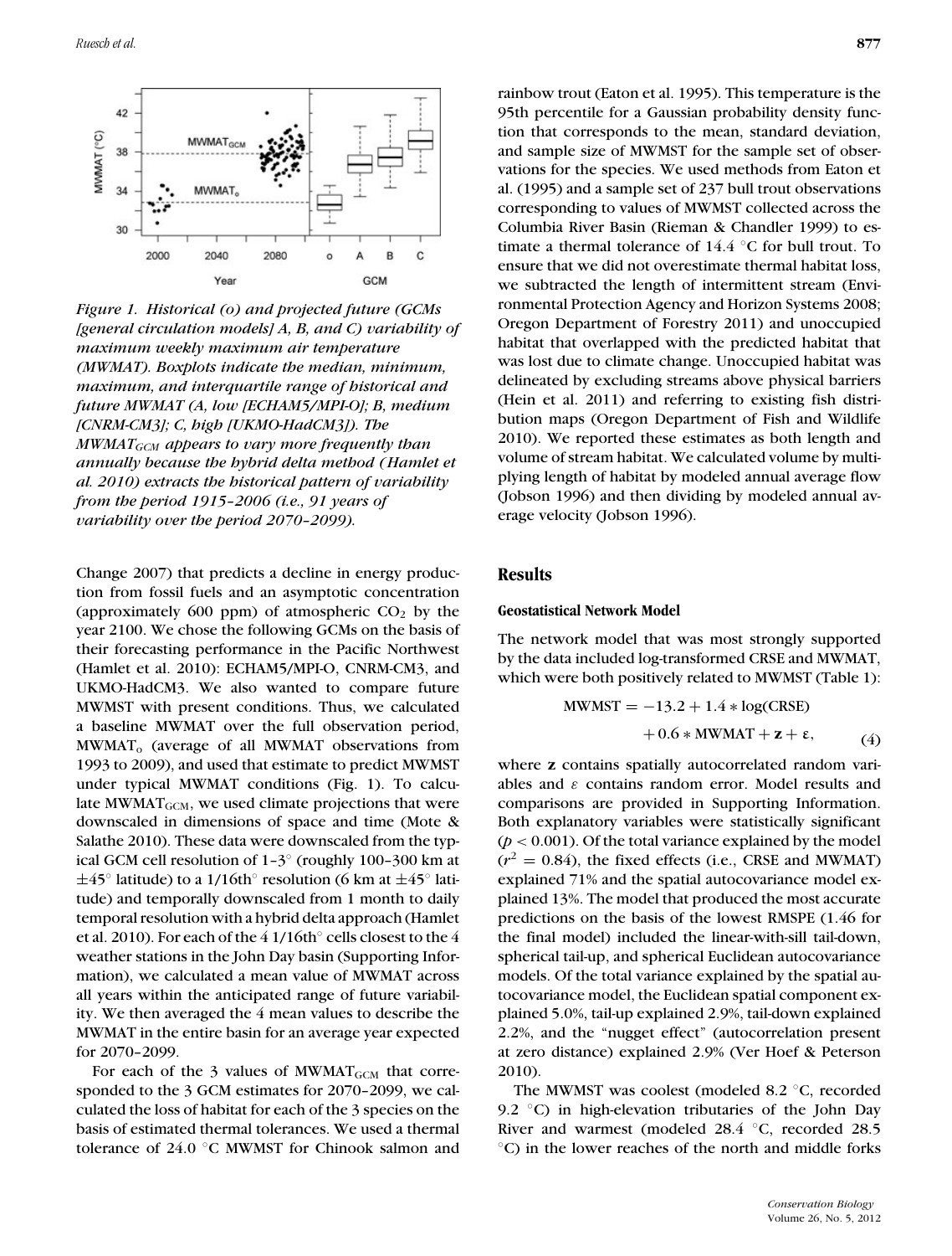*Figure 1. Historical (o) and projected future (GCMs [general circulation models] A, B, and C) variability of maximum weekly maximum air temperature (MWMAT). Boxplots indicate the median, minimum, maximum, and interquartile range of historical and future MWMAT (A, low [ECHAM5/MPI-O]; B, medium [CNRM-CM3]; C, high [UKMO-HadCM3]). The $MWMAT_{GCM}$ appears to vary more frequently than annually because the hybrid delta method (Hamlet et al. 2010) extracts the historical pattern of variability from the period 1915–2006 (i.e., 91 years of variability over the period 2070–2099).*

Change 2007) that predicts a decline in energy production from fossil fuels and an asymptotic concentration (approximately 600 ppm) of atmospheric $CO_2$ by the year 2100. We chose the following GCMs on the basis of their forecasting performance in the Pacific Northwest (Hamlet et al. 2010): ECHAM5/MPI-O, CNRM-CM3, and UKMO-HadCM3. We also wanted to compare future MWMST with present conditions. Thus, we calculated a baseline MWMAT over the full observation period, $MWMAT_o$ (average of all MWMAT observations from 1993 to 2009), and used that estimate to predict MWMST under typical MWMAT conditions (Fig. 1). To calculate $MWMAT_{GCM}$, we used climate projections that were downscaled in dimensions of space and time (Mote & Salathe 2010). These data were downscaled from the typical GCM cell resolution of 1–3° (roughly 100–300 km at ±45° latitude) to a 1/16th° resolution (6 km at ±45° latitude) and temporally downscaled from 1 month to daily temporal resolution with a hybrid delta approach (Hamlet et al. 2010). For each of the 4 1/16th° cells closest to the 4 weather stations in the John Day basin (Supporting Information), we calculated a mean value of MWMAT across all years within the anticipated range of future variability. We then averaged the 4 mean values to describe the MWMAT in the entire basin for an average year expected for 2070–2099.

For each of the 3 values of $MWMAT_{GCM}$ that corresponded to the 3 GCM estimates for 2070–2099, we calculated the loss of habitat for each of the 3 species on the basis of estimated thermal tolerances. We used a thermal tolerance of 24.0 °C MWMST for Chinook salmon and rainbow trout (Eaton et al. 1995). This temperature is the 95th percentile for a Gaussian probability density function that corresponds to the mean, standard deviation, and sample size of MWMST for the sample set of observations for the species. We used methods from Eaton et al. (1995) and a sample set of 237 bull trout observations corresponding to values of MWMST collected across the Columbia River Basin (Rieman & Chandler 1999) to estimate a thermal tolerance of 14.4 °C for bull trout. To ensure that we did not overestimate thermal habitat loss, we subtracted the length of intermittent stream (Environmental Protection Agency and Horizon Systems 2008; Oregon Department of Forestry 2011) and unoccupied habitat that overlapped with the predicted habitat that was lost due to climate change. Unoccupied habitat was delineated by excluding streams above physical barriers (Hein et al. 2011) and referring to existing fish distribution maps (Oregon Department of Fish and Wildlife 2010). We reported these estimates as both length and volume of stream habitat. We calculated volume by multiplying length of habitat by modeled annual average flow (Jobson 1996) and then dividing by modeled annual average velocity (Jobson 1996).

## Results

### Geostatistical Network Model

The network model that was most strongly supported by the data included log-transformed CRSE and MWMAT, which were both positively related to MWMST (Table 1):

$$\mathrm{MWMST} = -13.2 + 1.4 * \log(\mathrm{CRSE}) + 0.6 * \mathrm{MWMAT} + \mathbf{z} + \varepsilon, \tag{4}$$

where **z** contains spatially autocorrelated random variables and $\varepsilon$ contains random error. Model results and comparisons are provided in Supporting Information. Both explanatory variables were statistically significant ($p < 0.001$). Of the total variance explained by the model ($r^2 = 0.84$), the fixed effects (i.e., CRSE and MWMAT) explained 71% and the spatial autocovariance model explained 13%. The model that produced the most accurate predictions on the basis of the lowest RMSPE (1.46 for the final model) included the linear-with-sill tail-down, spherical tail-up, and spherical Euclidean autocovariance models. Of the total variance explained by the spatial autocovariance model, the Euclidean spatial component explained 5.0%, tail-up explained 2.9%, tail-down explained 2.2%, and the "nugget effect" (autocorrelation present at zero distance) explained 2.9% (Ver Hoef & Peterson 2010).

The MWMST was coolest (modeled 8.2 °C, recorded 9.2 °C) in high-elevation tributaries of the John Day River and warmest (modeled 28.4 °C, recorded 28.5 °C) in the lower reaches of the north and middle forks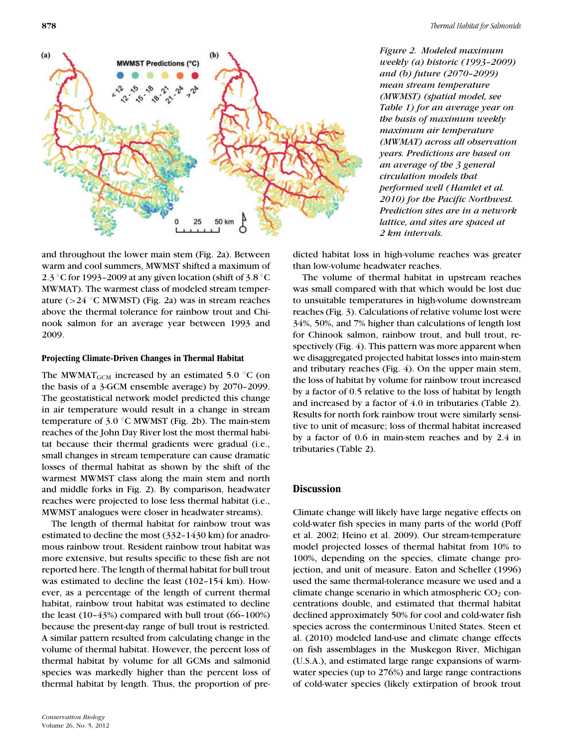*Figure 2. Modeled maximum weekly (a) historic (1993–2009) and (b) future (2070–2099) mean stream temperature (MWMST) (spatial model, see Table 1) for an average year on the basis of maximum weekly maximum air temperature (MWMAT) across all observation years. Predictions are based on an average of the 3 general circulation models that performed well (Hamlet et al. 2010) for the Pacific Northwest. Prediction sites are in a network lattice, and sites are spaced at 2 km intervals.*

and throughout the lower main stem (Fig. 2a). Between warm and cool summers, MWMST shifted a maximum of 2.3 °C for 1993–2009 at any given location (shift of 3.8 °C MWMAT). The warmest class of modeled stream temperature (>24 °C MWMST) (Fig. 2a) was in stream reaches above the thermal tolerance for rainbow trout and Chinook salmon for an average year between 1993 and 2009.

#### Projecting Climate-Driven Changes in Thermal Habitat

The $MWMAT_{GCM}$ increased by an estimated 5.0 °C (on the basis of a 3-GCM ensemble average) by 2070–2099. The geostatistical network model predicted this change in air temperature would result in a change in stream temperature of 3.0 °C MWMST (Fig. 2b). The main-stem reaches of the John Day River lost the most thermal habitat because their thermal gradients were gradual (i.e., small changes in stream temperature can cause dramatic losses of thermal habitat as shown by the shift of the warmest MWMST class along the main stem and north and middle forks in Fig. 2). By comparison, headwater reaches were projected to lose less thermal habitat (i.e., MWMST analogues were closer in headwater streams).

The length of thermal habitat for rainbow trout was estimated to decline the most (332–1430 km) for anadromous rainbow trout. Resident rainbow trout habitat was more extensive, but results specific to these fish are not reported here. The length of thermal habitat for bull trout was estimated to decline the least (102–154 km). However, as a percentage of the length of current thermal habitat, rainbow trout habitat was estimated to decline the least (10–43%) compared with bull trout (66–100%) because the present-day range of bull trout is restricted. A similar pattern resulted from calculating change in the volume of thermal habitat. However, the percent loss of thermal habitat by volume for all GCMs and salmonid species was markedly higher than the percent loss of thermal habitat by length. Thus, the proportion of predicted habitat loss in high-volume reaches was greater than low-volume headwater reaches.

The volume of thermal habitat in upstream reaches was small compared with that which would be lost due to unsuitable temperatures in high-volume downstream reaches (Fig. 3). Calculations of relative volume lost were 34%, 50%, and 7% higher than calculations of length lost for Chinook salmon, rainbow trout, and bull trout, respectively (Fig. 4). This pattern was more apparent when we disaggregated projected habitat losses into main-stem and tributary reaches (Fig. 4). On the upper main stem, the loss of habitat by volume for rainbow trout increased by a factor of 0.5 relative to the loss of habitat by length and increased by a factor of 4.0 in tributaries (Table 2). Results for north fork rainbow trout were similarly sensitive to unit of measure; loss of thermal habitat increased by a factor of 0.6 in main-stem reaches and by 2.4 in tributaries (Table 2).

## Discussion

Climate change will likely have large negative effects on cold-water fish species in many parts of the world (Poff et al. 2002; Heino et al. 2009). Our stream-temperature model projected losses of thermal habitat from 10% to 100%, depending on the species, climate change projection, and unit of measure. Eaton and Scheller (1996) used the same thermal-tolerance measure we used and a climate change scenario in which atmospheric $CO_2$ concentrations double, and estimated that thermal habitat declined approximately 50% for cool and cold-water fish species across the conterminous United States. Steen et al. (2010) modeled land-use and climate change effects on fish assemblages in the Muskegon River, Michigan (U.S.A.), and estimated large range expansions of warm-water species (up to 276%) and large range contractions of cold-water species (likely extirpation of brook trout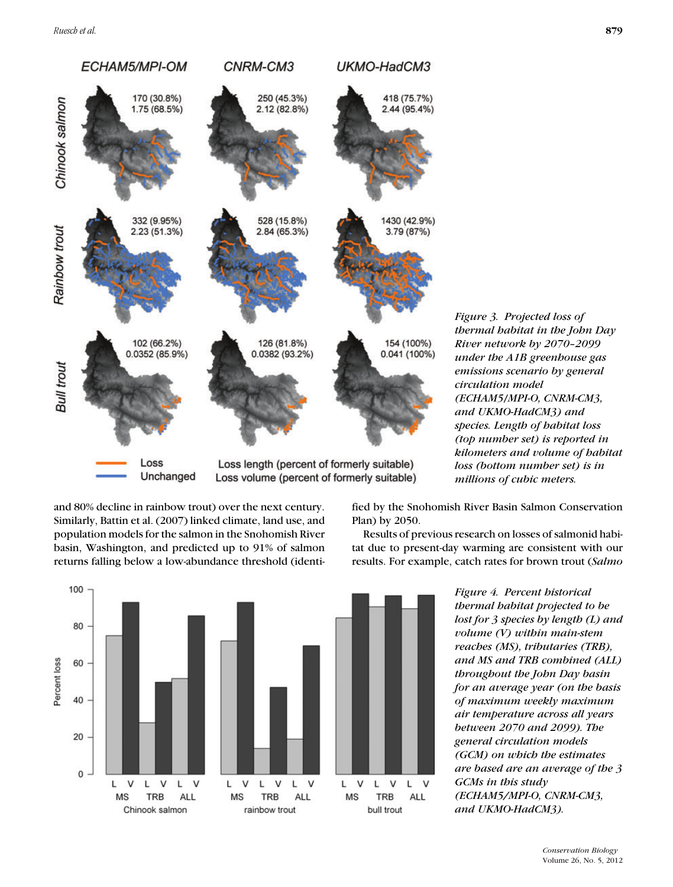Figure 3. Projected loss of thermal habitat in the John Day River network by 2070–2099 under the A1B greenhouse gas emissions scenario by general circulation model (ECHAM5/MPI-O, CNRM-CM3, and UKMO-HadCM3) and species. Length of habitat loss (top number set) is reported in kilometers and volume of habitat loss (bottom number set) is in millions of cubic meters.

and 80% decline in rainbow trout) over the next century. Similarly, Battin et al. (2007) linked climate, land use, and population models for the salmon in the Snohomish River basin, Washington, and predicted up to 91% of salmon returns falling below a low-abundance threshold (identified by the Snohomish River Basin Salmon Conservation Plan) by 2050.

Results of previous research on losses of salmonid habitat due to present-day warming are consistent with our results. For example, catch rates for brown trout (*Salmo*

Figure 4. Percent historical thermal habitat projected to be lost for 3 species by length (L) and volume (V) within main-stem reaches (MS), tributaries (TRB), and MS and TRB combined (ALL) throughout the John Day basin for an average year (on the basis of maximum weekly maximum air temperature across all years between 2070 and 2099). The general circulation models (GCM) on which the estimates are based are an average of the 3 GCMs in this study (ECHAM5/MPI-O, CNRM-CM3, and UKMO-HadCM3).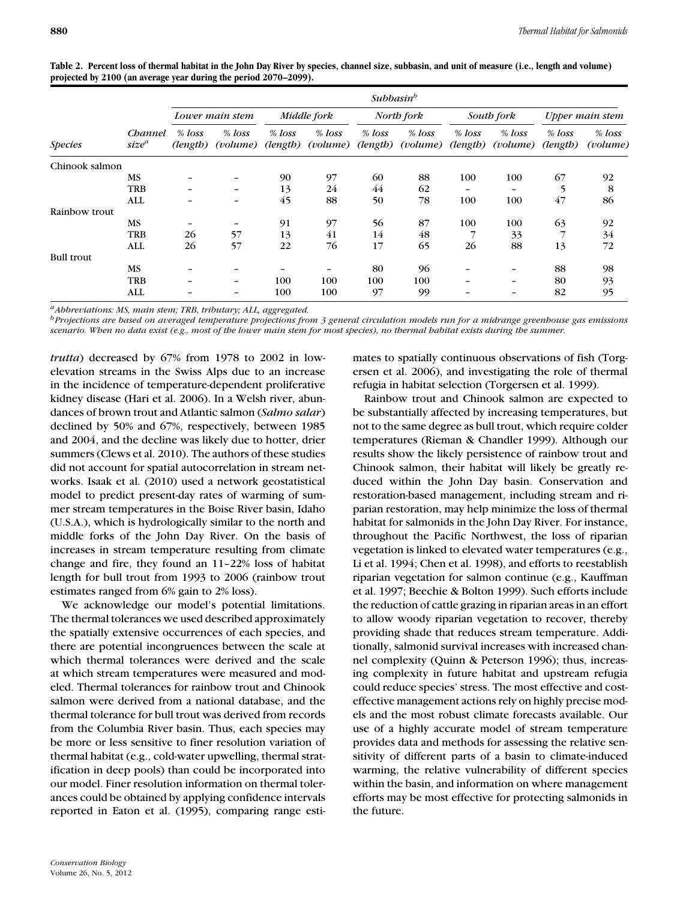**Table 2. Percent loss of thermal habitat in the John Day River by species, channel size, subbasin, and unit of measure (i.e., length and volume) projected by 2100 (an average year during the period 2070–2099).**

| | | Subbasin[b] | | | | | | | | | |
|---|---|---|---|---|---|---|---|---|---|---|---|
| | | Lower main stem | | Middle fork | | North fork | | South fork | | Upper main stem | |
| Species | Channel size[a] | % loss (length) | % loss (volume) | % loss (length) | % loss (volume) | % loss (length) | % loss (volume) | % loss (length) | % loss (volume) | % loss (length) | % loss (volume) |
| Chinook salmon | | | | | | | | | | | |
| | MS | – | – | 90 | 97 | 60 | 88 | 100 | 100 | 67 | 92 |
| | TRB | – | – | 13 | 24 | 44 | 62 | – | – | 5 | 8 |
| | ALL | – | – | 45 | 88 | 50 | 78 | 100 | 100 | 47 | 86 |
| Rainbow trout | | | | | | | | | | | |
| | MS | – | – | 91 | 97 | 56 | 87 | 100 | 100 | 63 | 92 |
| | TRB | 26 | 57 | 13 | 41 | 14 | 48 | 7 | 33 | 7 | 34 |
| | ALL | 26 | 57 | 22 | 76 | 17 | 65 | 26 | 88 | 13 | 72 |
| Bull trout | | | | | | | | | | | |
| | MS | – | – | – | – | 80 | 96 | – | – | 88 | 98 |
| | TRB | – | – | 100 | 100 | 100 | 100 | – | – | 80 | 93 |
| | ALL | – | – | 100 | 100 | 97 | 99 | – | – | 82 | 95 |

[a]*Abbreviations: MS, main stem; TRB, tributary; ALL, aggregated.*
[b]*Projections are based on averaged temperature projections from 3 general circulation models run for a midrange greenhouse gas emissions scenario. When no data exist (e.g., most of the lower main stem for most species), no thermal habitat exists during the summer.*

*trutta*) decreased by 67% from 1978 to 2002 in low-elevation streams in the Swiss Alps due to an increase in the incidence of temperature-dependent proliferative kidney disease (Hari et al. 2006). In a Welsh river, abundances of brown trout and Atlantic salmon (*Salmo salar*) declined by 50% and 67%, respectively, between 1985 and 2004, and the decline was likely due to hotter, drier summers (Clews et al. 2010). The authors of these studies did not account for spatial autocorrelation in stream networks. Isaak et al. (2010) used a network geostatistical model to predict present-day rates of warming of summer stream temperatures in the Boise River basin, Idaho (U.S.A.), which is hydrologically similar to the north and middle forks of the John Day River. On the basis of increases in stream temperature resulting from climate change and fire, they found an 11–22% loss of habitat length for bull trout from 1993 to 2006 (rainbow trout estimates ranged from 6% gain to 2% loss).

We acknowledge our model's potential limitations. The thermal tolerances we used described approximately the spatially extensive occurrences of each species, and there are potential incongruences between the scale at which thermal tolerances were derived and the scale at which stream temperatures were measured and modeled. Thermal tolerances for rainbow trout and Chinook salmon were derived from a national database, and the thermal tolerance for bull trout was derived from records from the Columbia River basin. Thus, each species may be more or less sensitive to finer resolution variation of thermal habitat (e.g., cold-water upwelling, thermal stratification in deep pools) than could be incorporated into our model. Finer resolution information on thermal tolerances could be obtained by applying confidence intervals reported in Eaton et al. (1995), comparing range estimates to spatially continuous observations of fish (Torgersen et al. 2006), and investigating the role of thermal refugia in habitat selection (Torgersen et al. 1999).

Rainbow trout and Chinook salmon are expected to be substantially affected by increasing temperatures, but not to the same degree as bull trout, which require colder temperatures (Rieman & Chandler 1999). Although our results show the likely persistence of rainbow trout and Chinook salmon, their habitat will likely be greatly reduced within the John Day basin. Conservation and restoration-based management, including stream and riparian restoration, may help minimize the loss of thermal habitat for salmonids in the John Day River. For instance, throughout the Pacific Northwest, the loss of riparian vegetation is linked to elevated water temperatures (e.g., Li et al. 1994; Chen et al. 1998), and efforts to reestablish riparian vegetation for salmon continue (e.g., Kauffman et al. 1997; Beechie & Bolton 1999). Such efforts include the reduction of cattle grazing in riparian areas in an effort to allow woody riparian vegetation to recover, thereby providing shade that reduces stream temperature. Additionally, salmonid survival increases with increased channel complexity (Quinn & Peterson 1996); thus, increasing complexity in future habitat and upstream refugia could reduce species' stress. The most effective and cost-effective management actions rely on highly precise models and the most robust climate forecasts available. Our use of a highly accurate model of stream temperature provides data and methods for assessing the relative sensitivity of different parts of a basin to climate-induced warming, the relative vulnerability of different species within the basin, and information on where management efforts may be most effective for protecting salmonids in the future.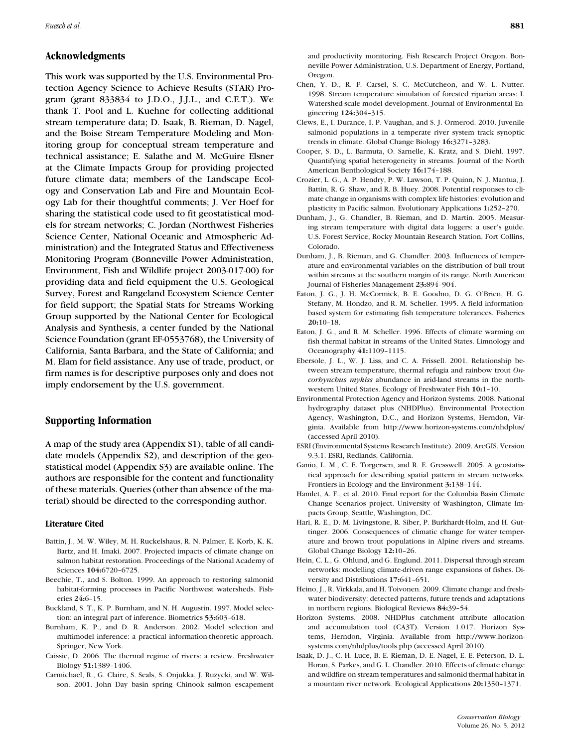## Acknowledgments

This work was supported by the U.S. Environmental Protection Agency Science to Achieve Results (STAR) Program (grant 833834 to J.D.O., J.J.L., and C.E.T.). We thank T. Pool and L. Kuehne for collecting additional stream temperature data; D. Isaak, B. Rieman, D. Nagel, and the Boise Stream Temperature Modeling and Monitoring group for conceptual stream temperature and technical assistance; E. Salathe and M. McGuire Elsner at the Climate Impacts Group for providing projected future climate data; members of the Landscape Ecology and Conservation Lab and Fire and Mountain Ecology Lab for their thoughtful comments; J. Ver Hoef for sharing the statistical code used to fit geostatistical models for stream networks; C. Jordan (Northwest Fisheries Science Center, National Oceanic and Atmospheric Administration) and the Integrated Status and Effectiveness Monitoring Program (Bonneville Power Administration, Environment, Fish and Wildlife project 2003-017-00) for providing data and field equipment the U.S. Geological Survey, Forest and Rangeland Ecosystem Science Center for field support; the Spatial Stats for Streams Working Group supported by the National Center for Ecological Analysis and Synthesis, a center funded by the National Science Foundation (grant EF-0553768), the University of California, Santa Barbara, and the State of California; and M. Elam for field assistance. Any use of trade, product, or firm names is for descriptive purposes only and does not imply endorsement by the U.S. government.

## Supporting Information

A map of the study area (Appendix S1), table of all candidate models (Appendix S2), and description of the geostatistical model (Appendix S3) are available online. The authors are responsible for the content and functionality of these materials. Queries (other than absence of the material) should be directed to the corresponding author.

### Literature Cited

Battin, J., M. W. Wiley, M. H. Ruckelshaus, R. N. Palmer, E. Korb, K. K. Bartz, and H. Imaki. 2007. Projected impacts of climate change on salmon habitat restoration. Proceedings of the National Academy of Sciences **104:**6720–6725.

Beechie, T., and S. Bolton. 1999. An approach to restoring salmonid habitat-forming processes in Pacific Northwest watersheds. Fisheries **24:**6–15.

Buckland, S. T., K. P. Burnham, and N. H. Augustin. 1997. Model selection: an integral part of inference. Biometrics **53:**603–618.

Burnham, K. P., and D. R. Anderson. 2002. Model selection and multimodel inference: a practical information-theoretic approach. Springer, New York.

Caissie, D. 2006. The thermal regime of rivers: a review. Freshwater Biology **51:**1389–1406.

Carmichael, R., G. Claire, S. Seals, S. Onjukka, J. Ruzycki, and W. Wilson. 2001. John Day basin spring Chinook salmon escapement and productivity monitoring. Fish Research Project Oregon. Bonneville Power Administration, U.S. Department of Energy, Portland, Oregon.

Chen, Y. D., R. F. Carsel, S. C. McCutcheon, and W. L. Nutter. 1998. Stream temperature simulation of forested riparian areas: I. Watershed-scale model development. Journal of Environmental Engineering **124:**304–315.

Clews, E., I. Durance, I. P. Vaughan, and S. J. Ormerod. 2010. Juvenile salmonid populations in a temperate river system track synoptic trends in climate. Global Change Biology **16:**3271–3283.

Cooper, S. D., L. Barmuta, O. Sarnelle, K. Kratz, and S. Diehl. 1997. Quantifying spatial heterogeneity in streams. Journal of the North American Benthological Society **16:**174–188.

Crozier, L. G., A. P. Hendry, P. W. Lawson, T. P. Quinn, N. J. Mantua, J. Battin, R. G. Shaw, and R. B. Huey. 2008. Potential responses to climate change in organisms with complex life histories: evolution and plasticity in Pacific salmon. Evolutionary Applications **1:**252–270.

Dunham, J., G. Chandler, B. Rieman, and D. Martin. 2005. Measuring stream temperature with digital data loggers: a user's guide. U.S. Forest Service, Rocky Mountain Research Station, Fort Collins, Colorado.

Dunham, J., B. Rieman, and G. Chandler. 2003. Influences of temperature and environmental variables on the distribution of bull trout within streams at the southern margin of its range. North American Journal of Fisheries Management **23:**894–904.

Eaton, J. G., J. H. McCormick, B. E. Goodno, D. G. O'Brien, H. G. Stefany, M. Hondzo, and R. M. Scheller. 1995. A field information-based system for estimating fish temperature tolerances. Fisheries **20:**10–18.

Eaton, J. G., and R. M. Scheller. 1996. Effects of climate warming on fish thermal habitat in streams of the United States. Limnology and Oceanography **41:**1109–1115.

Ebersole, J. L., W. J. Liss, and C. A. Frissell. 2001. Relationship between stream temperature, thermal refugia and rainbow trout *Oncorhynchus mykiss* abundance in arid-land streams in the northwestern United States. Ecology of Freshwater Fish **10:**1–10.

Environmental Protection Agency and Horizon Systems. 2008. National hydrography dataset plus (NHDPlus). Environmental Protection Agency, Washington, D.C., and Horizon Systems, Herndon, Virginia. Available from http://www.horizon-systems.com/nhdplus/ (accessed April 2010).

ESRI (Environmental Systems Research Institute). 2009. ArcGIS. Version 9.3.1. ESRI, Redlands, California.

Ganio, L. M., C. E. Torgersen, and R. E. Gresswell. 2005. A geostatistical approach for describing spatial pattern in stream networks. Frontiers in Ecology and the Environment **3:**138–144.

Hamlet, A. F., et al. 2010. Final report for the Columbia Basin Climate Change Scenarios project. University of Washington, Climate Impacts Group, Seattle, Washington, DC.

Hari, R. E., D. M. Livingstone, R. Siber, P. Burkhardt-Holm, and H. Guttinger. 2006. Consequences of climatic change for water temperature and brown trout populations in Alpine rivers and streams. Global Change Biology **12:**10–26.

Hein, C. L., G. Ohlund, and G. Englund. 2011. Dispersal through stream networks: modelling climate-driven range expansions of fishes. Diversity and Distributions **17:**641–651.

Heino, J., R. Virkkala, and H. Toivonen. 2009. Climate change and freshwater biodiversity: detected patterns, future trends and adaptations in northern regions. Biological Reviews **84:**39–54.

Horizon Systems. 2008. NHDPlus catchment attribute allocation and accumulation tool (CA3T). Version 1.017. Horizon Systems, Herndon, Virginia. Available from http://www.horizon-systems.com/nhdplus/tools.php (accessed April 2010).

Isaak, D. J., C. H. Luce, B. E. Rieman, D. E. Nagel, E. E. Peterson, D. L. Horan, S. Parkes, and G. L. Chandler. 2010. Effects of climate change and wildfire on stream temperatures and salmonid thermal habitat in a mountain river network. Ecological Applications **20:**1350–1371.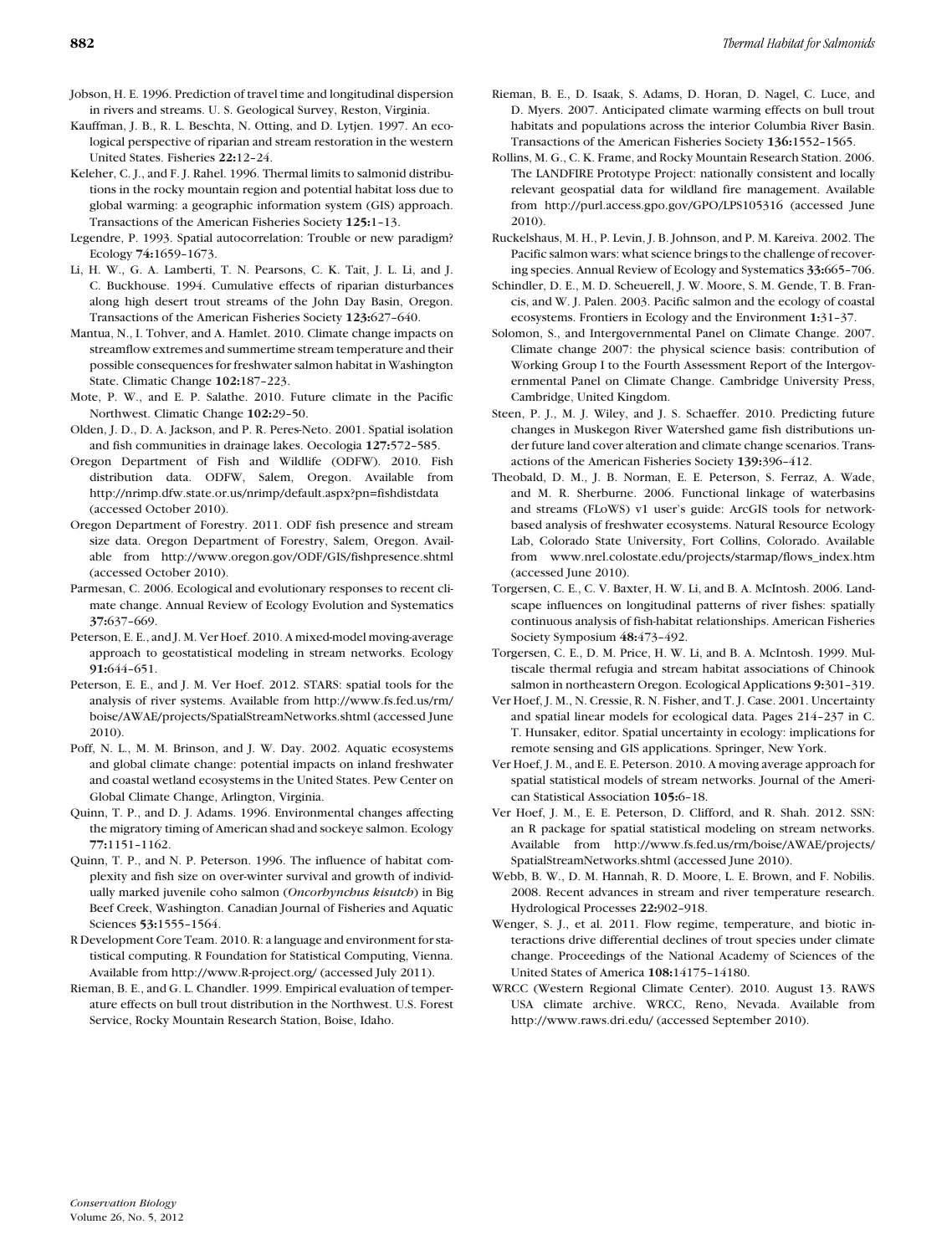Jobson, H. E. 1996. Prediction of travel time and longitudinal dispersion in rivers and streams. U. S. Geological Survey, Reston, Virginia.

Kauffman, J. B., R. L. Beschta, N. Otting, and D. Lytjen. 1997. An ecological perspective of riparian and stream restoration in the western United States. Fisheries **22:**12–24.

Keleher, C. J., and F. J. Rahel. 1996. Thermal limits to salmonid distributions in the rocky mountain region and potential habitat loss due to global warming: a geographic information system (GIS) approach. Transactions of the American Fisheries Society **125:**1–13.

Legendre, P. 1993. Spatial autocorrelation: Trouble or new paradigm? Ecology **74:**1659–1673.

Li, H. W., G. A. Lamberti, T. N. Pearsons, C. K. Tait, J. L. Li, and J. C. Buckhouse. 1994. Cumulative effects of riparian disturbances along high desert trout streams of the John Day Basin, Oregon. Transactions of the American Fisheries Society **123:**627–640.

Mantua, N., I. Tohver, and A. Hamlet. 2010. Climate change impacts on streamflow extremes and summertime stream temperature and their possible consequences for freshwater salmon habitat in Washington State. Climatic Change **102:**187–223.

Mote, P. W., and E. P. Salathe. 2010. Future climate in the Pacific Northwest. Climatic Change **102:**29–50.

Olden, J. D., D. A. Jackson, and P. R. Peres-Neto. 2001. Spatial isolation and fish communities in drainage lakes. Oecologia **127:**572–585.

Oregon Department of Fish and Wildlife (ODFW). 2010. Fish distribution data. ODFW, Salem, Oregon. Available from http://nrimp.dfw.state.or.us/nrimp/default.aspx?pn=fishdistdata (accessed October 2010).

Oregon Department of Forestry. 2011. ODF fish presence and stream size data. Oregon Department of Forestry, Salem, Oregon. Available from http://www.oregon.gov/ODF/GIS/fishpresence.shtml (accessed October 2010).

Parmesan, C. 2006. Ecological and evolutionary responses to recent climate change. Annual Review of Ecology Evolution and Systematics **37:**637–669.

Peterson, E. E., and J. M. Ver Hoef. 2010. A mixed-model moving-average approach to geostatistical modeling in stream networks. Ecology **91:**644–651.

Peterson, E. E., and J. M. Ver Hoef. 2012. STARS: spatial tools for the analysis of river systems. Available from http://www.fs.fed.us/rm/boise/AWAE/projects/SpatialStreamNetworks.shtml (accessed June 2010).

Poff, N. L., M. M. Brinson, and J. W. Day. 2002. Aquatic ecosystems and global climate change: potential impacts on inland freshwater and coastal wetland ecosystems in the United States. Pew Center on Global Climate Change, Arlington, Virginia.

Quinn, T. P., and D. J. Adams. 1996. Environmental changes affecting the migratory timing of American shad and sockeye salmon. Ecology **77:**1151–1162.

Quinn, T. P., and N. P. Peterson. 1996. The influence of habitat complexity and fish size on over-winter survival and growth of individually marked juvenile coho salmon (*Oncorhynchus kisutch*) in Big Beef Creek, Washington. Canadian Journal of Fisheries and Aquatic Sciences **53:**1555–1564.

R Development Core Team. 2010. R: a language and environment for statistical computing. R Foundation for Statistical Computing, Vienna. Available from http://www.R-project.org/ (accessed July 2011).

Rieman, B. E., and G. L. Chandler. 1999. Empirical evaluation of temperature effects on bull trout distribution in the Northwest. U.S. Forest Service, Rocky Mountain Research Station, Boise, Idaho.

Rieman, B. E., D. Isaak, S. Adams, D. Horan, D. Nagel, C. Luce, and D. Myers. 2007. Anticipated climate warming effects on bull trout habitats and populations across the interior Columbia River Basin. Transactions of the American Fisheries Society **136:**1552–1565.

Rollins, M. G., C. K. Frame, and Rocky Mountain Research Station. 2006. The LANDFIRE Prototype Project: nationally consistent and locally relevant geospatial data for wildland fire management. Available from http://purl.access.gpo.gov/GPO/LPS105316 (accessed June 2010).

Ruckelshaus, M. H., P. Levin, J. B. Johnson, and P. M. Kareiva. 2002. The Pacific salmon wars: what science brings to the challenge of recovering species. Annual Review of Ecology and Systematics **33:**665–706.

Schindler, D. E., M. D. Scheuerell, J. W. Moore, S. M. Gende, T. B. Francis, and W. J. Palen. 2003. Pacific salmon and the ecology of coastal ecosystems. Frontiers in Ecology and the Environment **1:**31–37.

Solomon, S., and Intergovernmental Panel on Climate Change. 2007. Climate change 2007: the physical science basis: contribution of Working Group I to the Fourth Assessment Report of the Intergovernmental Panel on Climate Change. Cambridge University Press, Cambridge, United Kingdom.

Steen, P. J., M. J. Wiley, and J. S. Schaeffer. 2010. Predicting future changes in Muskegon River Watershed game fish distributions under future land cover alteration and climate change scenarios. Transactions of the American Fisheries Society **139:**396–412.

Theobald, D. M., J. B. Norman, E. E. Peterson, S. Ferraz, A. Wade, and M. R. Sherburne. 2006. Functional linkage of waterbasins and streams (FLoWS) v1 user's guide: ArcGIS tools for network-based analysis of freshwater ecosystems. Natural Resource Ecology Lab, Colorado State University, Fort Collins, Colorado. Available from www.nrel.colostate.edu/projects/starmap/flows_index.htm (accessed June 2010).

Torgersen, C. E., C. V. Baxter, H. W. Li, and B. A. McIntosh. 2006. Landscape influences on longitudinal patterns of river fishes: spatially continuous analysis of fish-habitat relationships. American Fisheries Society Symposium **48:**473–492.

Torgersen, C. E., D. M. Price, H. W. Li, and B. A. McIntosh. 1999. Multiscale thermal refugia and stream habitat associations of Chinook salmon in northeastern Oregon. Ecological Applications **9:**301–319.

Ver Hoef, J. M., N. Cressie, R. N. Fisher, and T. J. Case. 2001. Uncertainty and spatial linear models for ecological data. Pages 214–237 in C. T. Hunsaker, editor. Spatial uncertainty in ecology: implications for remote sensing and GIS applications. Springer, New York.

Ver Hoef, J. M., and E. E. Peterson. 2010. A moving average approach for spatial statistical models of stream networks. Journal of the American Statistical Association **105:**6–18.

Ver Hoef, J. M., E. E. Peterson, D. Clifford, and R. Shah. 2012. SSN: an R package for spatial statistical modeling on stream networks. Available from http://www.fs.fed.us/rm/boise/AWAE/projects/SpatialStreamNetworks.shtml (accessed June 2010).

Webb, B. W., D. M. Hannah, R. D. Moore, L. E. Brown, and F. Nobilis. 2008. Recent advances in stream and river temperature research. Hydrological Processes **22:**902–918.

Wenger, S. J., et al. 2011. Flow regime, temperature, and biotic interactions drive differential declines of trout species under climate change. Proceedings of the National Academy of Sciences of the United States of America **108:**14175–14180.

WRCC (Western Regional Climate Center). 2010. August 13. RAWS USA climate archive. WRCC, Reno, Nevada. Available from http://www.raws.dri.edu/ (accessed September 2010).